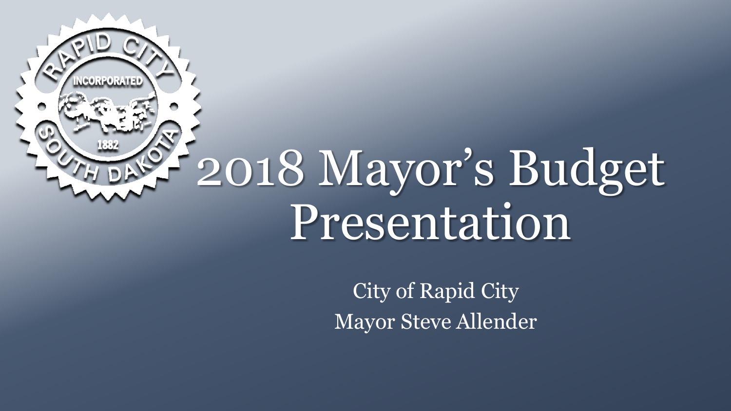# 2018 Mayor's Budget Presentation

City of Rapid City

Mayor Steve Allender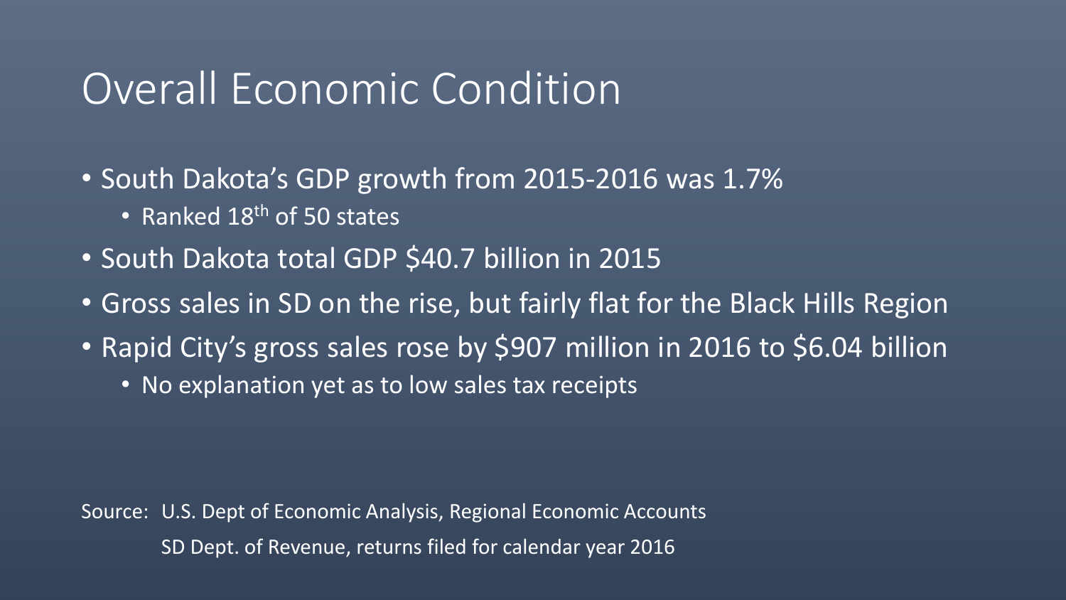# Overall Economic Condition

- South Dakota's GDP growth from 2015-2016 was 1.7%
  - Ranked 18th of 50 states
- South Dakota total GDP $40.7 billion in 2015
- Gross sales in SD on the rise, but fairly flat for the Black Hills Region
- Rapid City's gross sales rose by $907 million in 2016 to $6.04 billion
  - No explanation yet as to low sales tax receipts

Source: U.S. Dept of Economic Analysis, Regional Economic Accounts
SD Dept. of Revenue, returns filed for calendar year 2016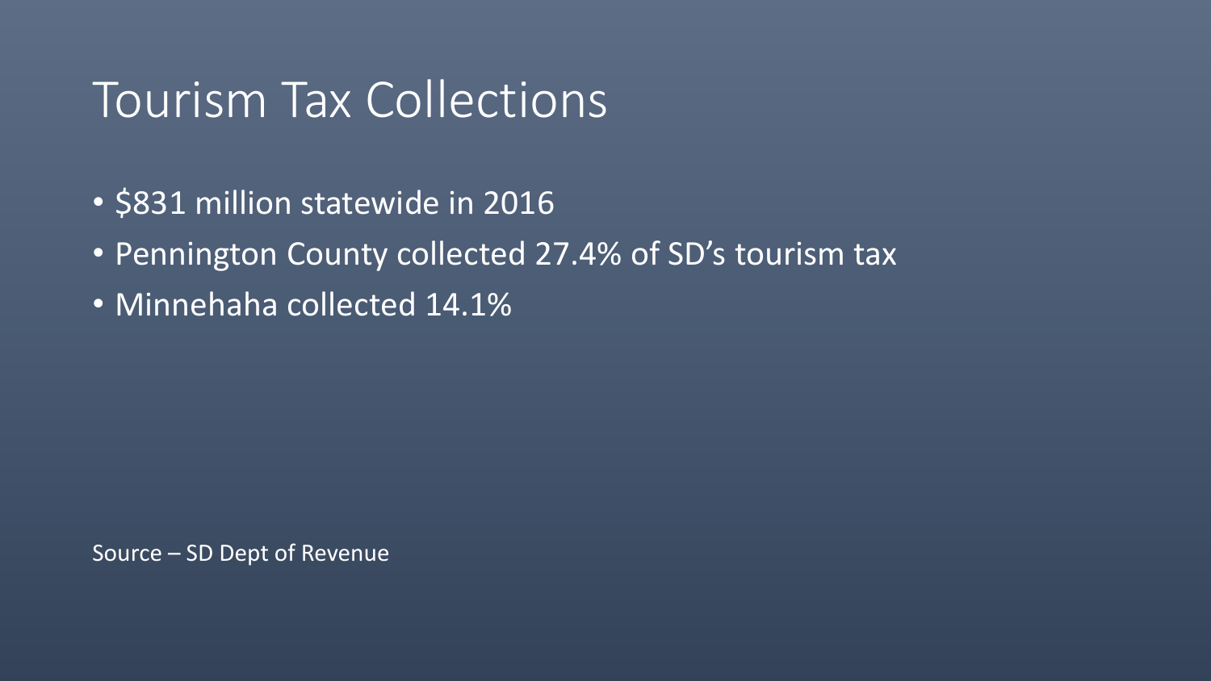# Tourism Tax Collections

- $831 million statewide in 2016
- Pennington County collected 27.4% of SD's tourism tax
- Minnehaha collected 14.1%

Source – SD Dept of Revenue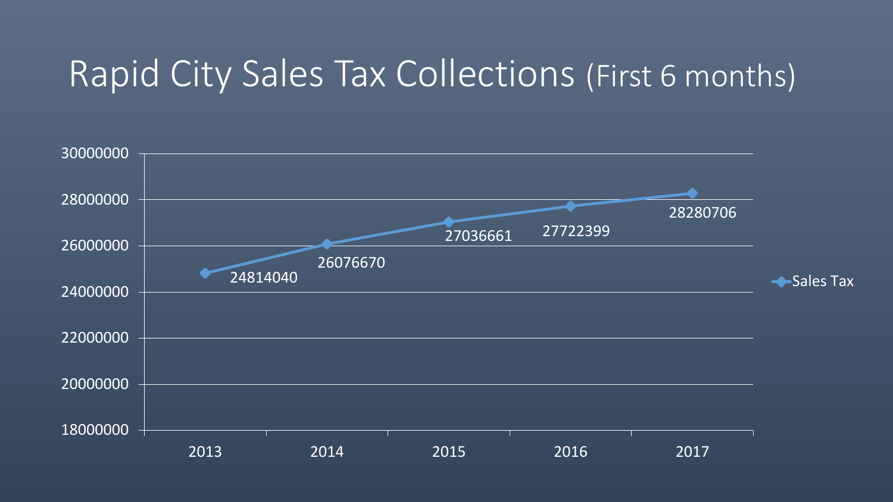# Rapid City Sales Tax Collections (First 6 months)

| Year | Sales Tax |
|---|---|
| 2013 | 24814040 |
| 2014 | 26076670 |
| 2015 | 27036661 |
| 2016 | 27722399 |
| 2017 | 28280706 |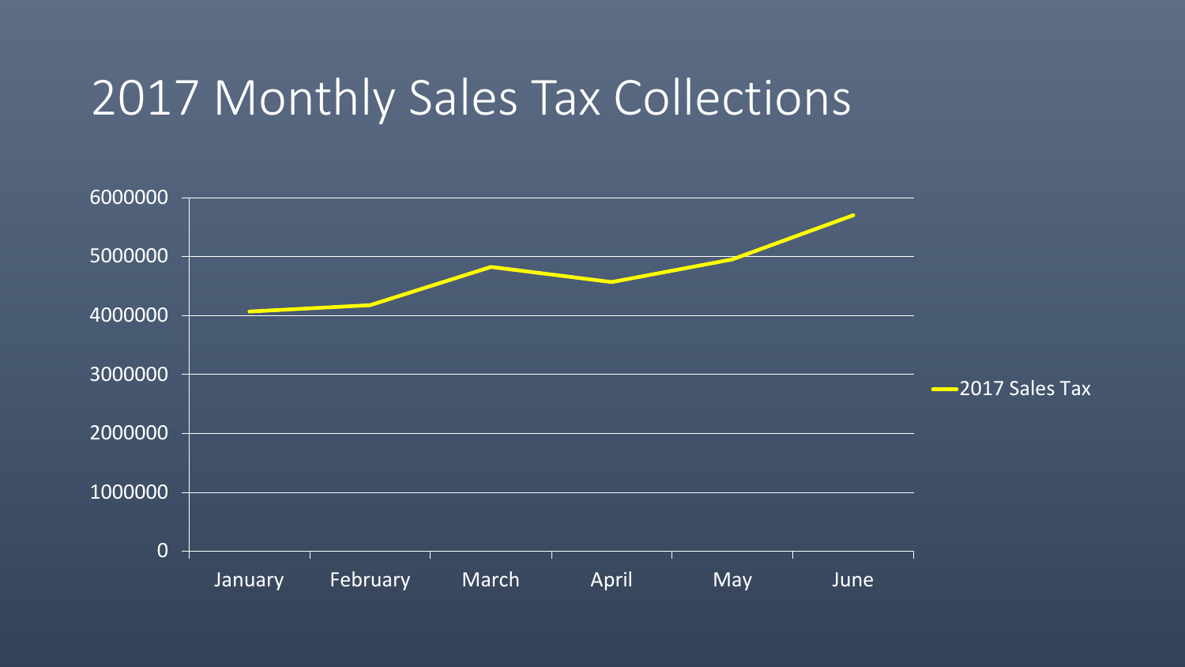# 2017 Monthly Sales Tax Collections

6000000
5000000
4000000
3000000
2000000
1000000
0

January February March April May June

2017 Sales Tax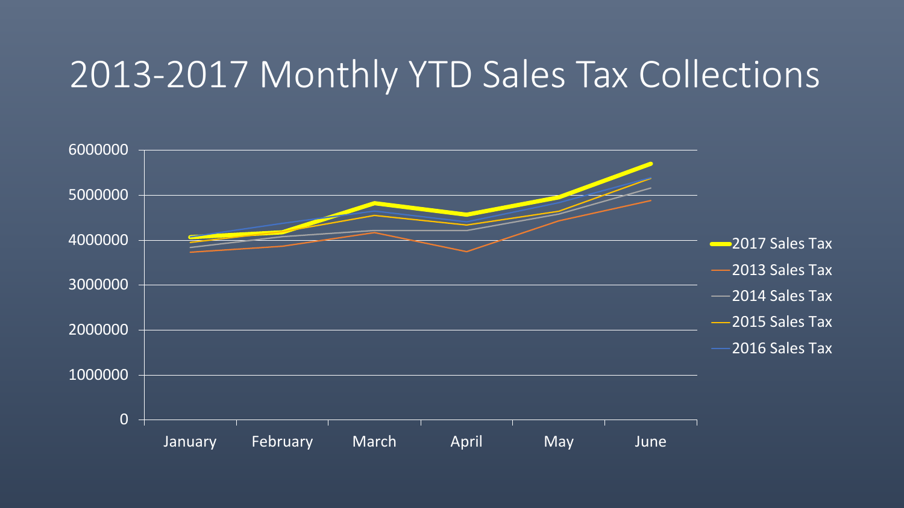# 2013-2017 Monthly YTD Sales Tax Collections

6000000
5000000
4000000
3000000
2000000
1000000
0

January February March April May June

2017 Sales Tax
2013 Sales Tax
2014 Sales Tax
2015 Sales Tax
2016 Sales Tax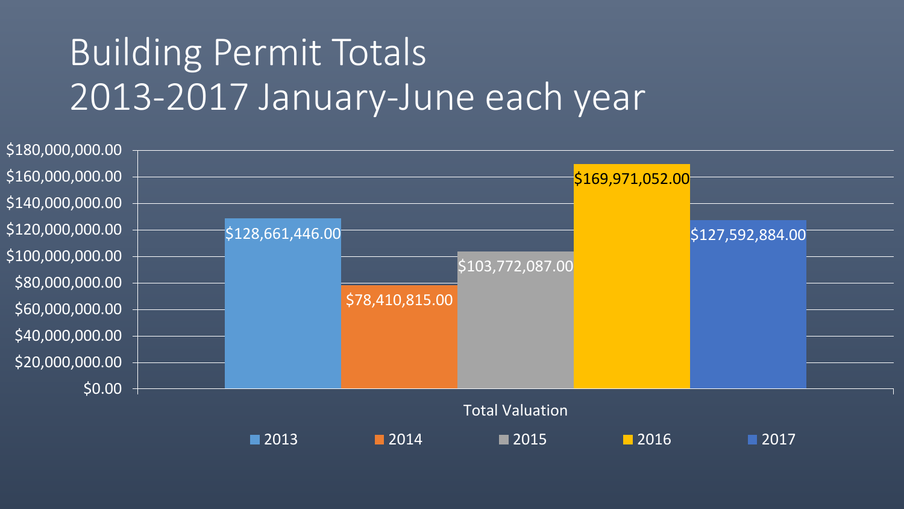# Building Permit Totals 2013-2017 January-June each year

| Year | Total Valuation |
|---|---|
| 2013 | $128,661,446.00 |
| 2014 | $78,410,815.00 |
| 2015 | $103,772,087.00 |
| 2016 | $169,971,052.00 |
| 2017 | $127,592,884.00 |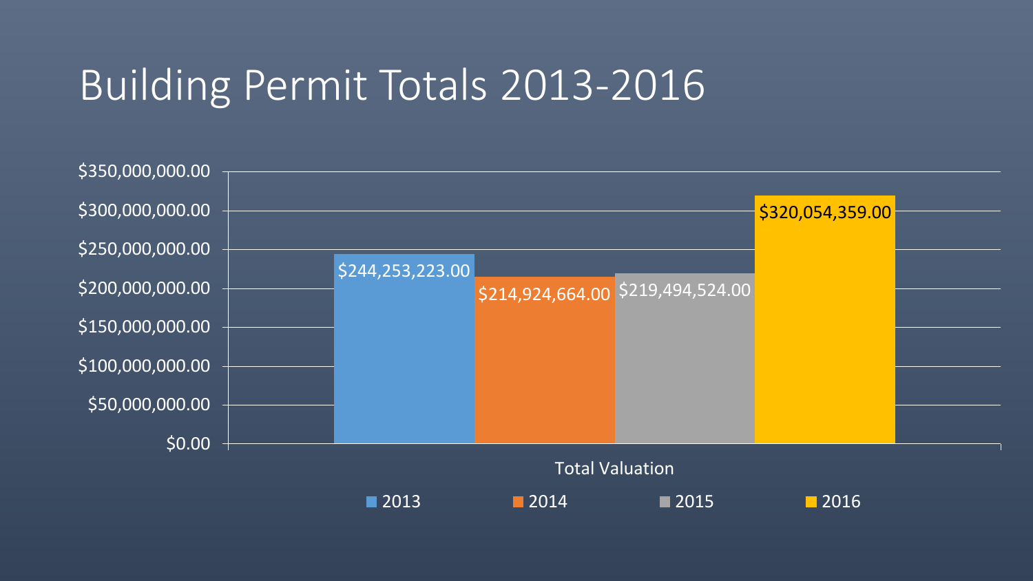# Building Permit Totals 2013-2016

| Year | Total Valuation |
| --- | --- |
| 2013 | $244,253,223.00 |
| 2014 | $214,924,664.00 |
| 2015 | $219,494,524.00 |
| 2016 | $320,054,359.00 |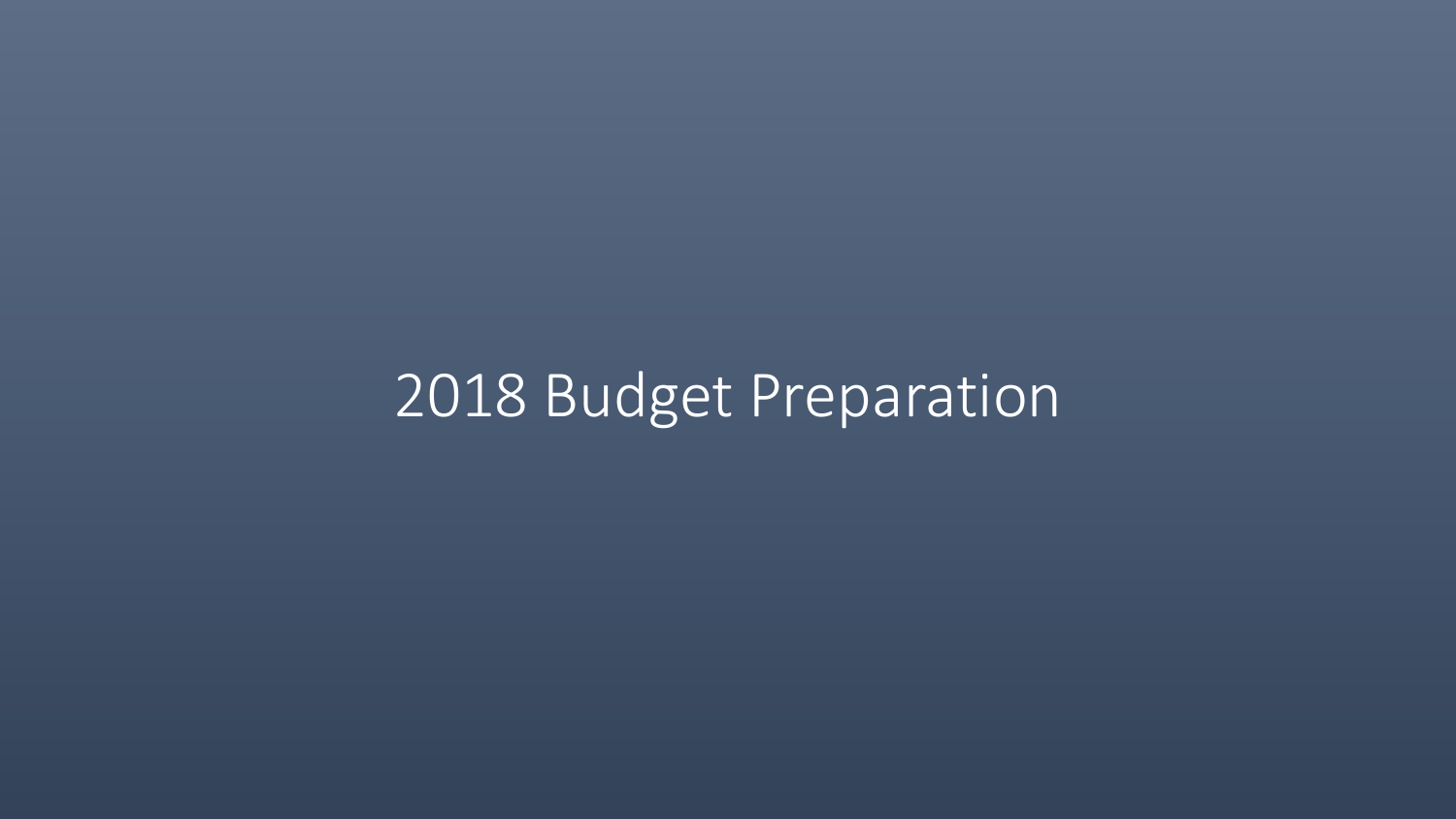# 2018 Budget Preparation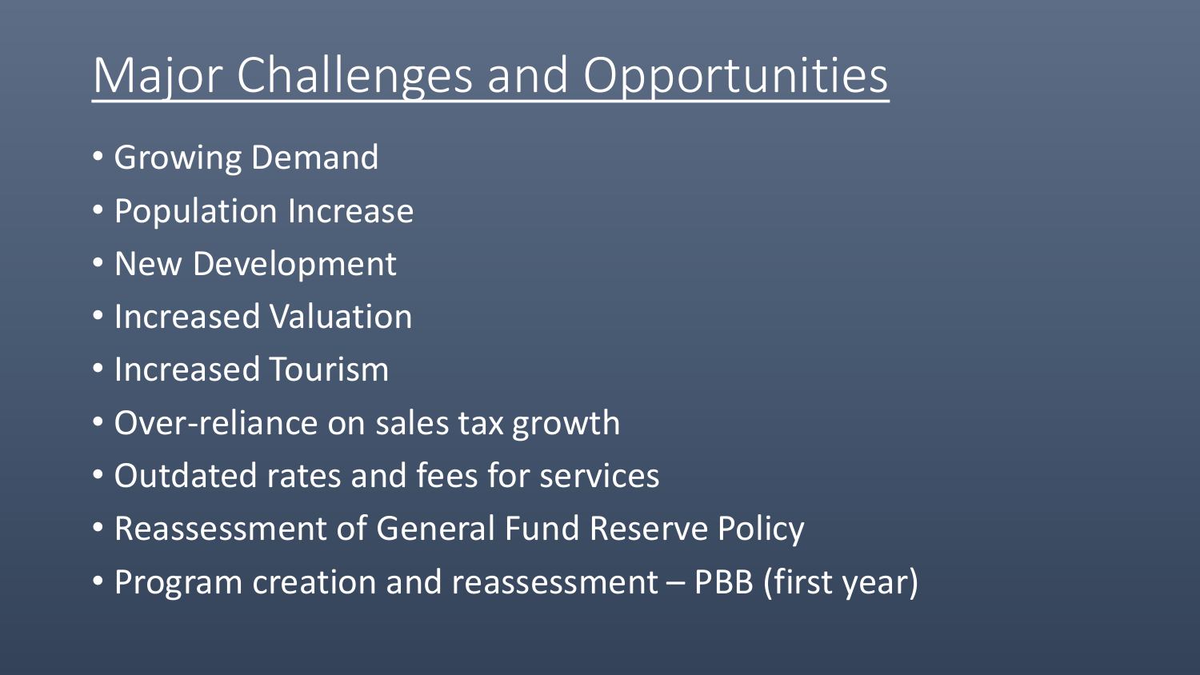# Major Challenges and Opportunities

- Growing Demand
- Population Increase
- New Development
- Increased Valuation
- Increased Tourism
- Over-reliance on sales tax growth
- Outdated rates and fees for services
- Reassessment of General Fund Reserve Policy
- Program creation and reassessment – PBB (first year)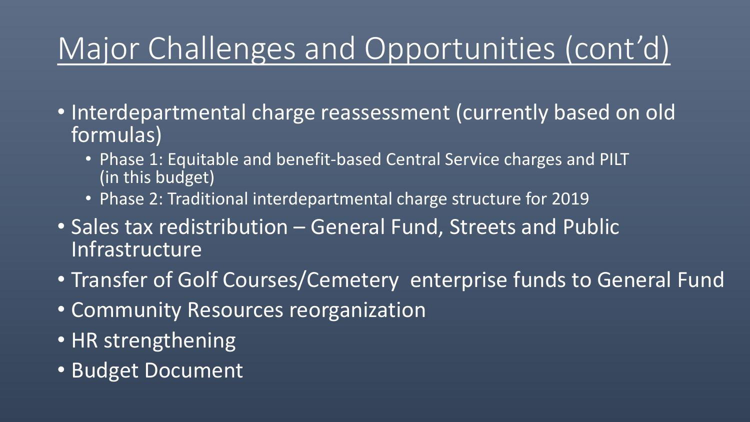# Major Challenges and Opportunities (cont'd)

- Interdepartmental charge reassessment (currently based on old formulas)
  - Phase 1: Equitable and benefit-based Central Service charges and PILT (in this budget)
  - Phase 2: Traditional interdepartmental charge structure for 2019
- Sales tax redistribution – General Fund, Streets and Public Infrastructure
- Transfer of Golf Courses/Cemetery enterprise funds to General Fund
- Community Resources reorganization
- HR strengthening
- Budget Document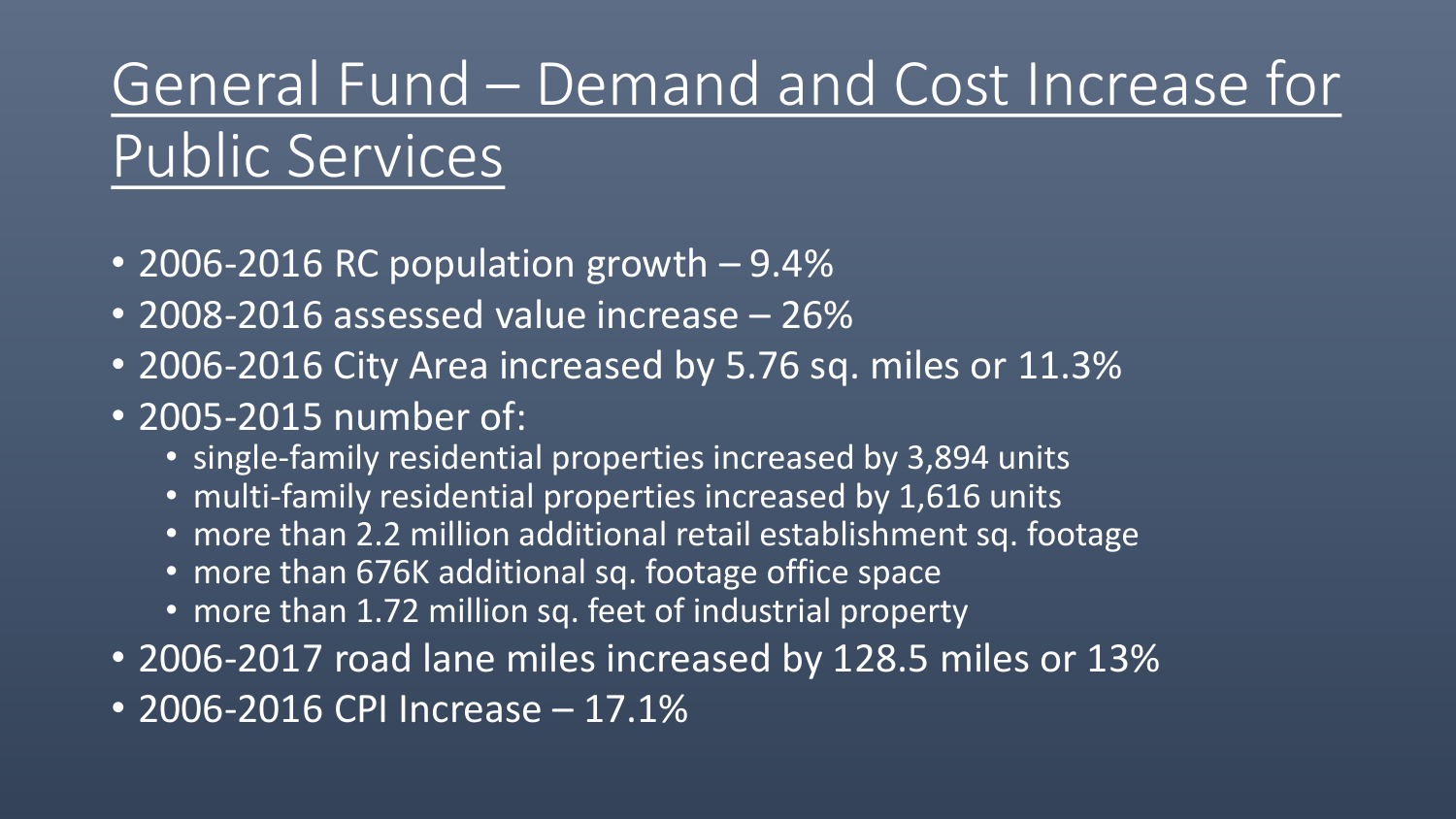# General Fund – Demand and Cost Increase for Public Services

- 2006-2016 RC population growth – 9.4%
- 2008-2016 assessed value increase – 26%
- 2006-2016 City Area increased by 5.76 sq. miles or 11.3%
- 2005-2015 number of:
  - single-family residential properties increased by 3,894 units
  - multi-family residential properties increased by 1,616 units
  - more than 2.2 million additional retail establishment sq. footage
  - more than 676K additional sq. footage office space
  - more than 1.72 million sq. feet of industrial property
- 2006-2017 road lane miles increased by 128.5 miles or 13%
- 2006-2016 CPI Increase – 17.1%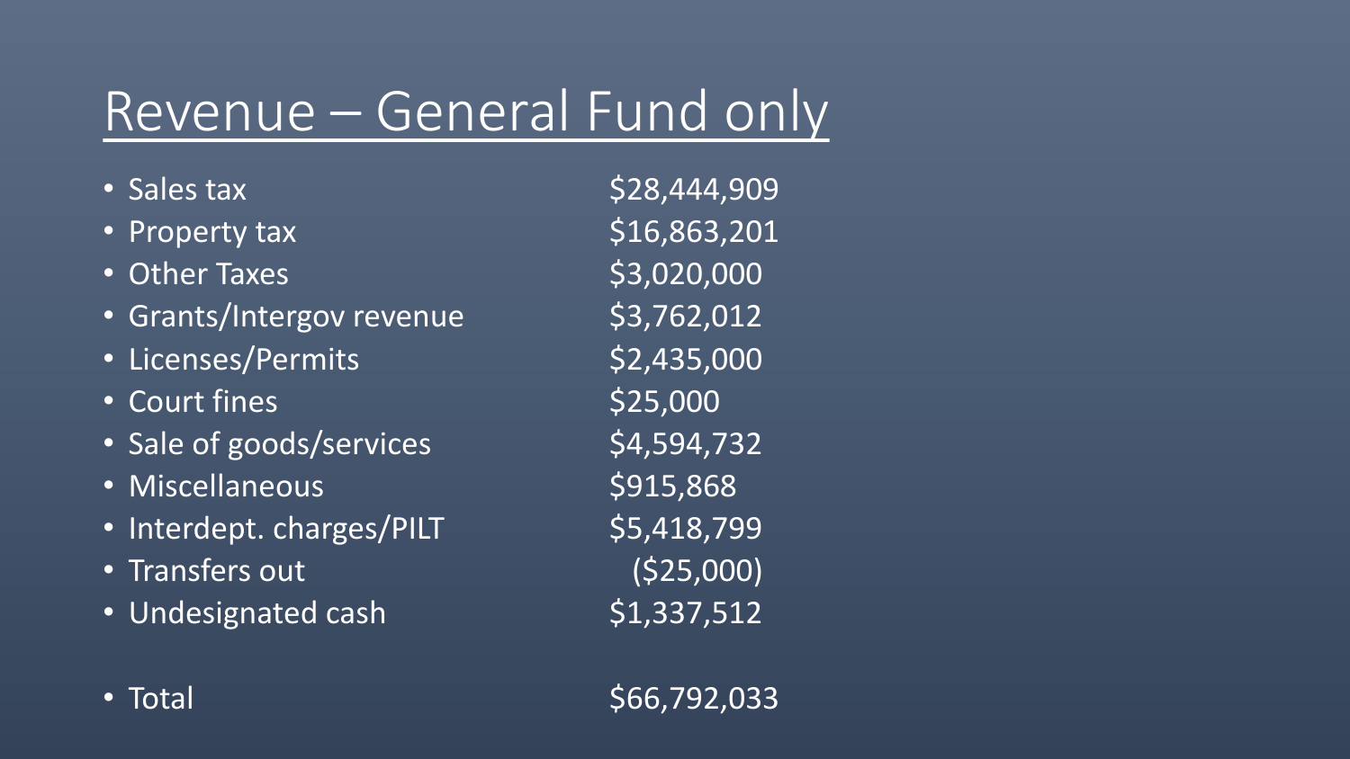# Revenue – General Fund only

| | |
|---|---|
| Sales tax | $28,444,909 |
| Property tax | $16,863,201 |
| Other Taxes | $3,020,000 |
| Grants/Intergov revenue | $3,762,012 |
| Licenses/Permits | $2,435,000 |
| Court fines | $25,000 |
| Sale of goods/services | $4,594,732 |
| Miscellaneous | $915,868 |
| Interdept. charges/PILT | $5,418,799 |
| Transfers out | ($25,000) |
| Undesignated cash | $1,337,512 |
| Total | $66,792,033 |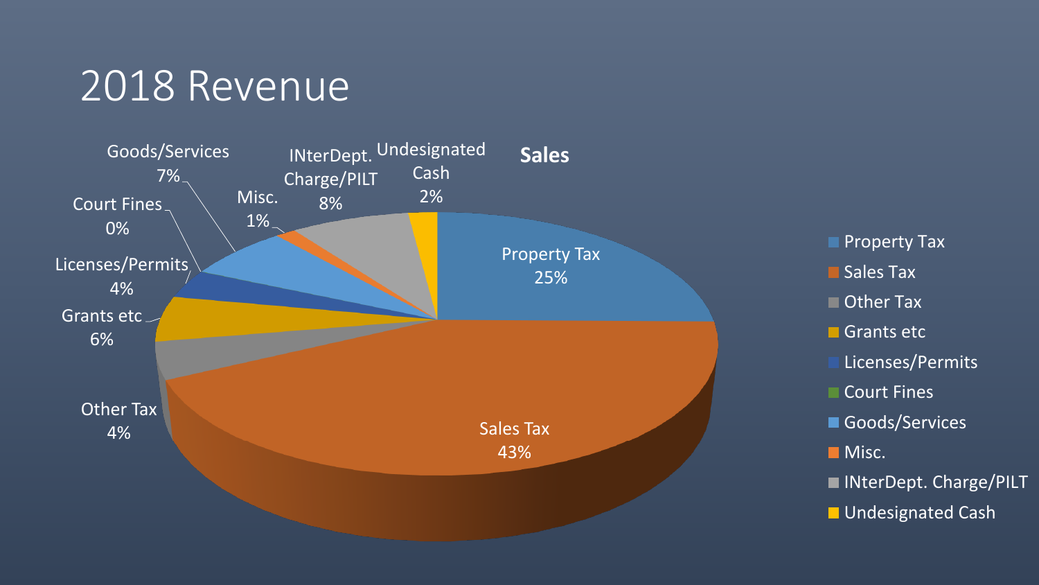# 2018 Revenue

**Sales**

| Category | Percentage |
| --- | --- |
| Property Tax | 25% |
| Sales Tax | 43% |
| Other Tax | 4% |
| Grants etc | 6% |
| Licenses/Permits | 4% |
| Court Fines | 0% |
| Goods/Services | 7% |
| Misc. | 1% |
| INterDept. Charge/PILT | 8% |
| Undesignated Cash | 2% |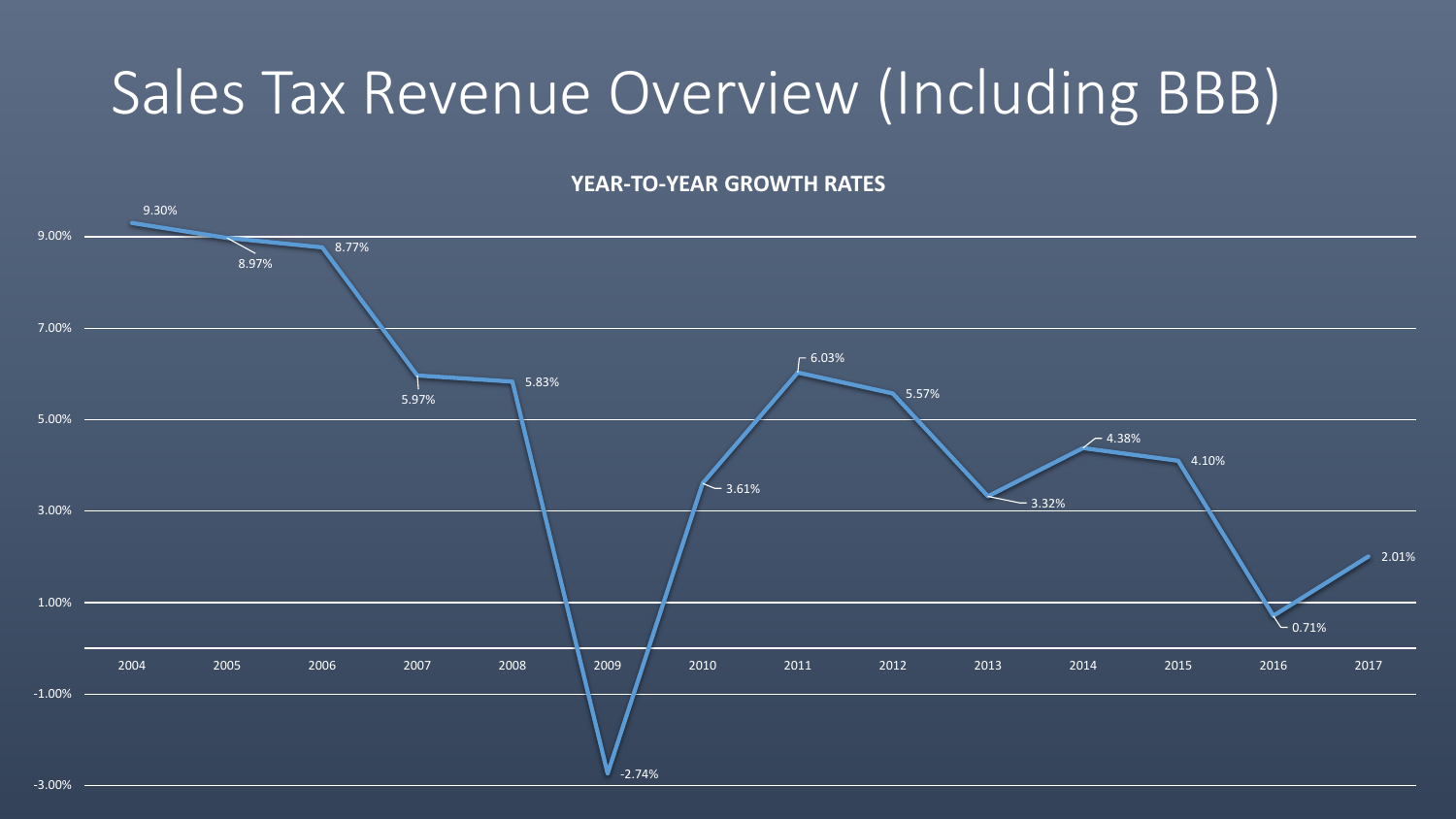# Sales Tax Revenue Overview (Including BBB)

**YEAR-TO-YEAR GROWTH RATES**

| Year | Growth Rate |
|---|---|
| 2004 | 9.30% |
| 2005 | 8.97% |
| 2006 | 8.77% |
| 2007 | 5.97% |
| 2008 | 5.83% |
| 2009 | -2.74% |
| 2010 | 3.61% |
| 2011 | 6.03% |
| 2012 | 5.57% |
| 2013 | 3.32% |
| 2014 | 4.38% |
| 2015 | 4.10% |
| 2016 | 0.71% |
| 2017 | 2.01% |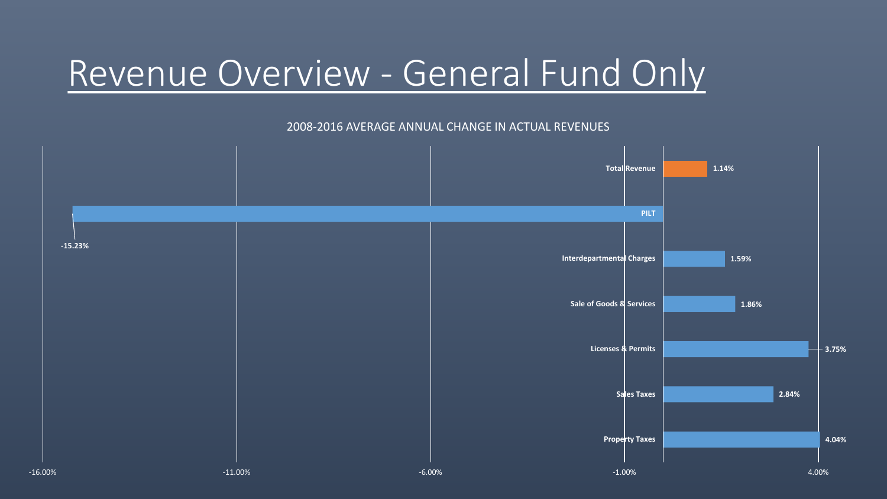# Revenue Overview - General Fund Only

2008-2016 AVERAGE ANNUAL CHANGE IN ACTUAL REVENUES

| Category | Average Annual Change |
| --- | --- |
| Total Revenue | 1.14% |
| PILT | -15.23% |
| Interdepartmental Charges | 1.59% |
| Sale of Goods & Services | 1.86% |
| Licenses & Permits | 3.75% |
| Sales Taxes | 2.84% |
| Property Taxes | 4.04% |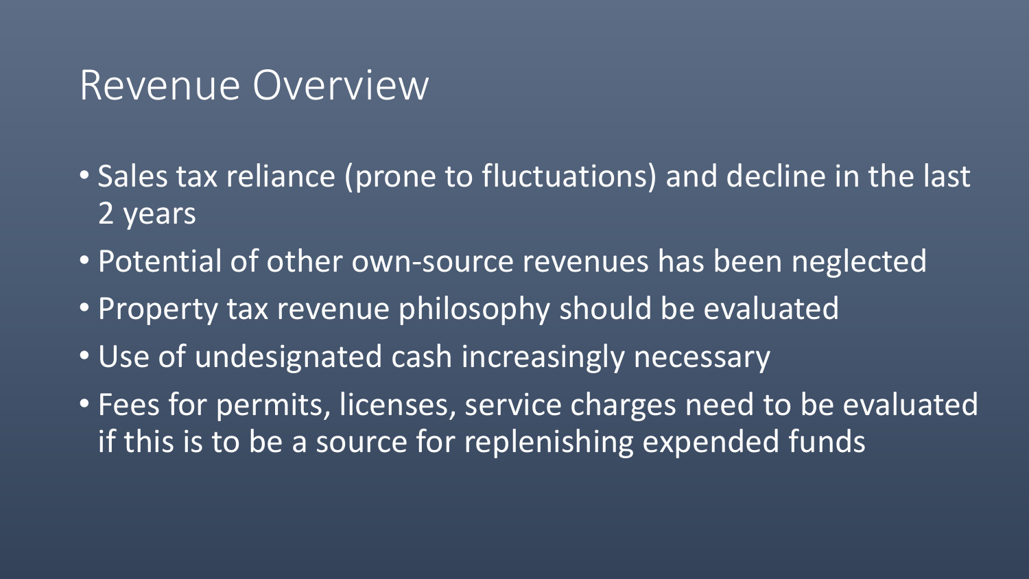# Revenue Overview

- Sales tax reliance (prone to fluctuations) and decline in the last 2 years
- Potential of other own-source revenues has been neglected
- Property tax revenue philosophy should be evaluated
- Use of undesignated cash increasingly necessary
- Fees for permits, licenses, service charges need to be evaluated if this is to be a source for replenishing expended funds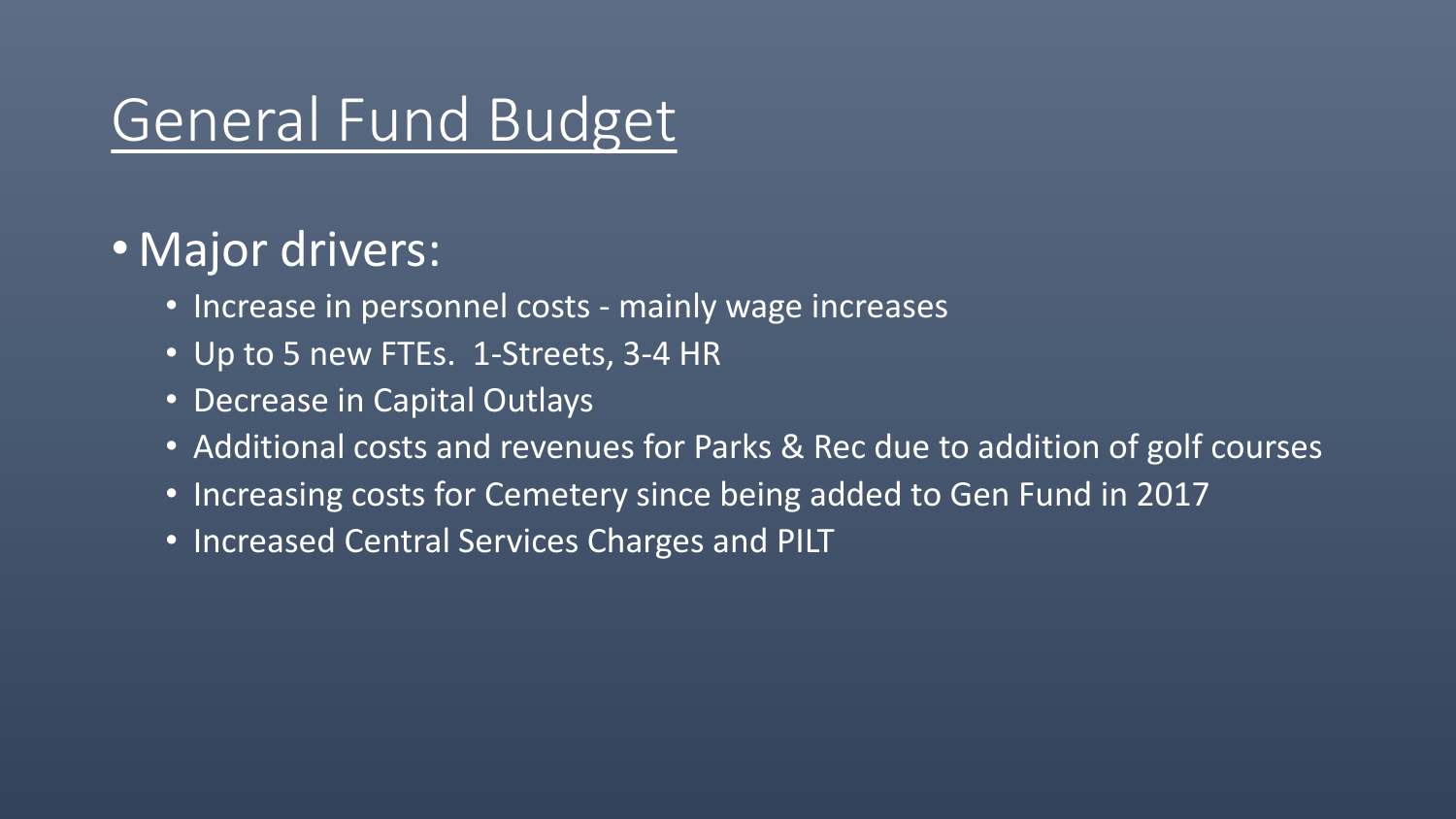# General Fund Budget

- Major drivers:
  - Increase in personnel costs - mainly wage increases
  - Up to 5 new FTEs. 1-Streets, 3-4 HR
  - Decrease in Capital Outlays
  - Additional costs and revenues for Parks & Rec due to addition of golf courses
  - Increasing costs for Cemetery since being added to Gen Fund in 2017
  - Increased Central Services Charges and PILT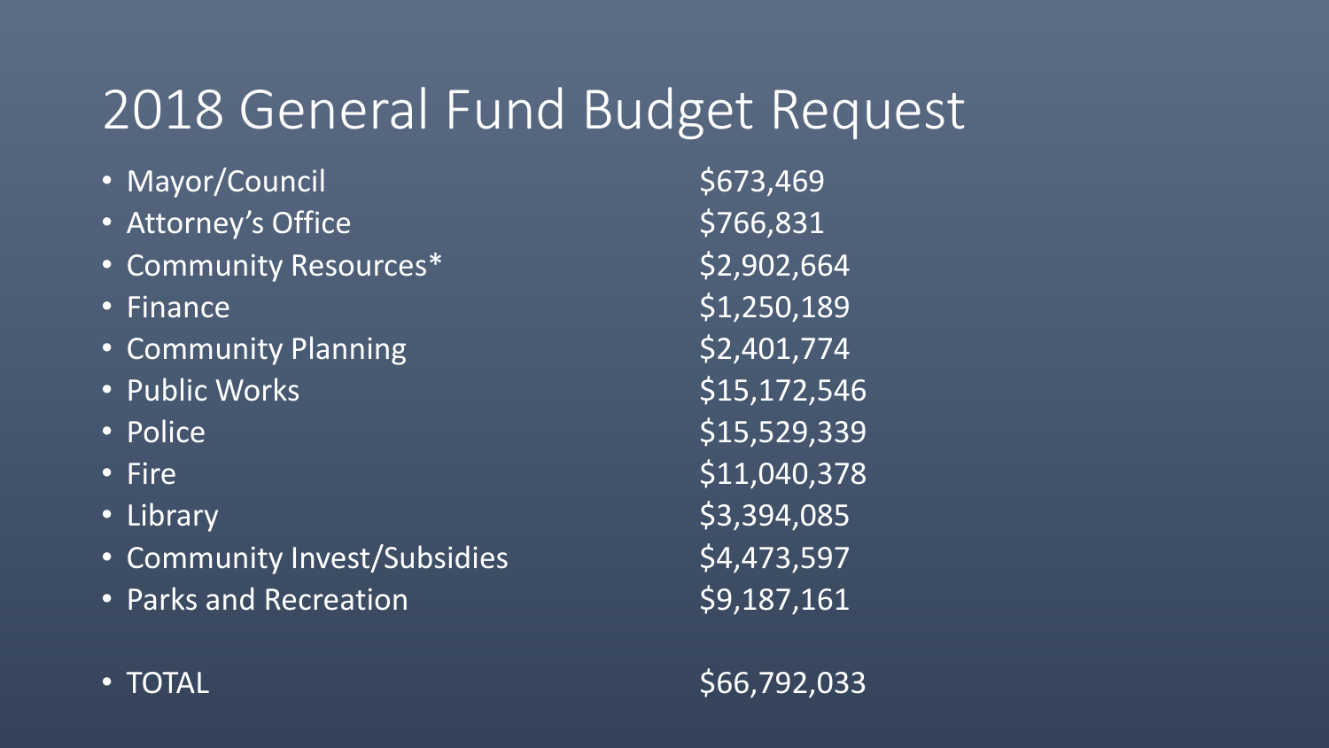# 2018 General Fund Budget Request

- Mayor/Council $673,469
- Attorney's Office $766,831
- Community Resources* $2,902,664
- Finance $1,250,189
- Community Planning $2,401,774
- Public Works $15,172,546
- Police $15,529,339
- Fire $11,040,378
- Library $3,394,085
- Community Invest/Subsidies $4,473,597
- Parks and Recreation $9,187,161

- TOTAL $66,792,033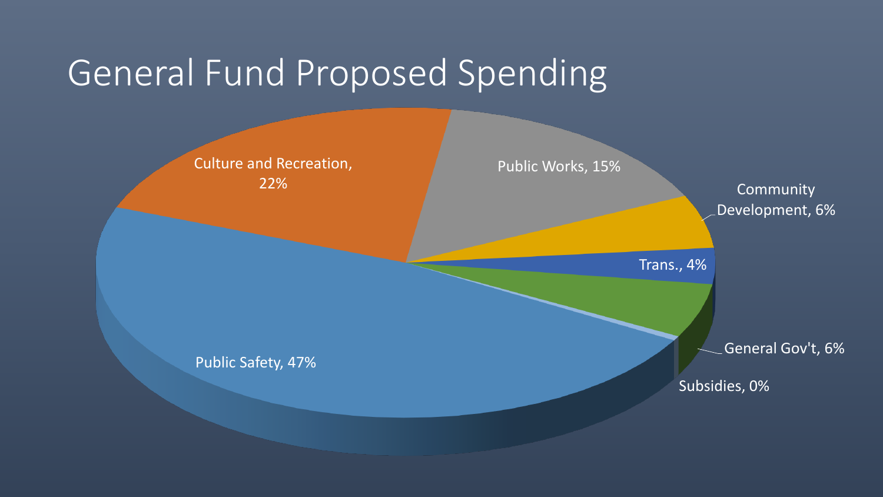# General Fund Proposed Spending

- Public Safety, 47%
- Culture and Recreation, 22%
- Public Works, 15%
- Community Development, 6%
- Trans., 4%
- General Gov't, 6%
- Subsidies, 0%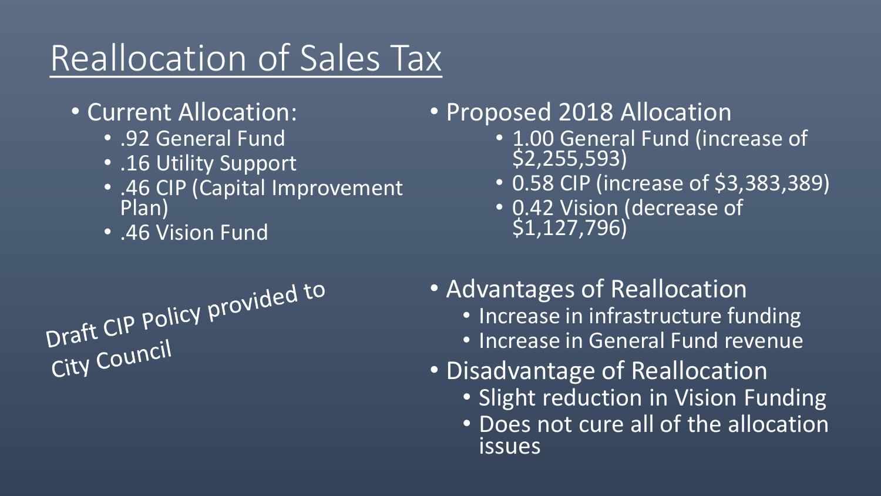# Reallocation of Sales Tax

- Current Allocation:
  - .92 General Fund
  - .16 Utility Support
  - .46 CIP (Capital Improvement Plan)
  - .46 Vision Fund

Draft CIP Policy provided to City Council

- Proposed 2018 Allocation
  - 1.00 General Fund (increase of $2,255,593)
  - 0.58 CIP (increase of $3,383,389)
  - 0.42 Vision (decrease of $1,127,796)

- Advantages of Reallocation
  - Increase in infrastructure funding
  - Increase in General Fund revenue
- Disadvantage of Reallocation
  - Slight reduction in Vision Funding
  - Does not cure all of the allocation issues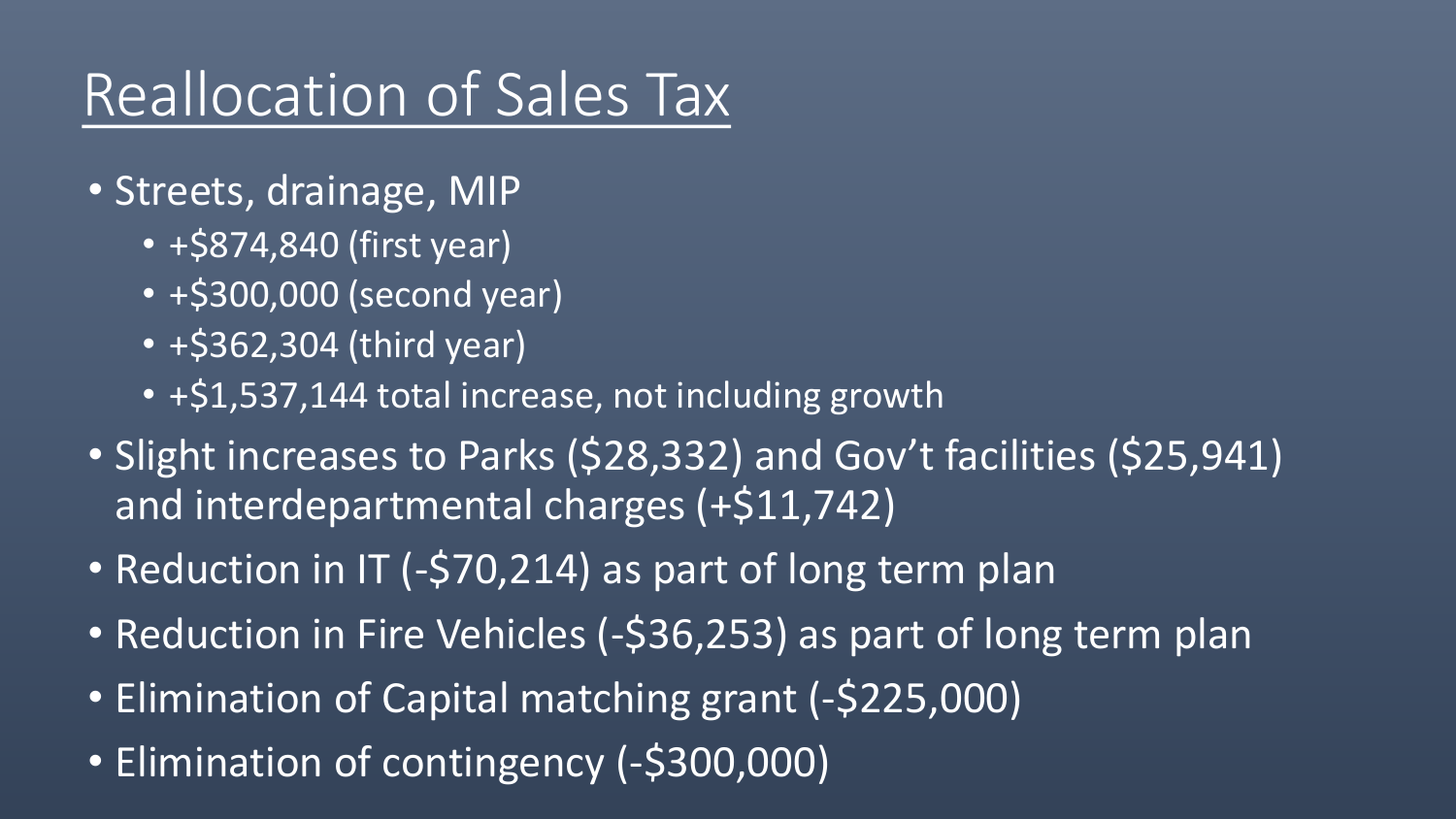# Reallocation of Sales Tax

- Streets, drainage, MIP
  - +$874,840 (first year)
  - +$300,000 (second year)
  - +$362,304 (third year)
  - +$1,537,144 total increase, not including growth
- Slight increases to Parks ($28,332) and Gov't facilities ($25,941) and interdepartmental charges (+$11,742)
- Reduction in IT (-$70,214) as part of long term plan
- Reduction in Fire Vehicles (-$36,253) as part of long term plan
- Elimination of Capital matching grant (-$225,000)
- Elimination of contingency (-$300,000)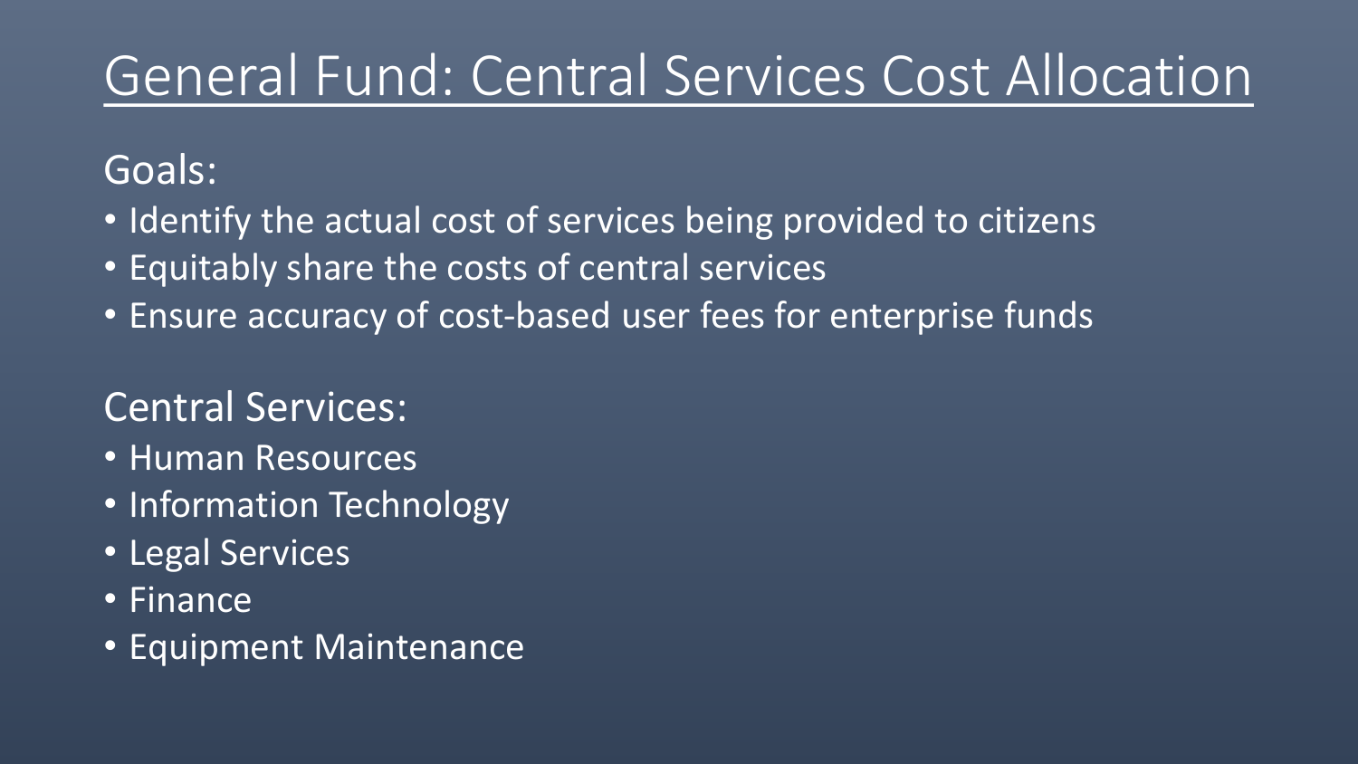# General Fund: Central Services Cost Allocation

Goals:

- Identify the actual cost of services being provided to citizens
- Equitably share the costs of central services
- Ensure accuracy of cost-based user fees for enterprise funds

Central Services:

- Human Resources
- Information Technology
- Legal Services
- Finance
- Equipment Maintenance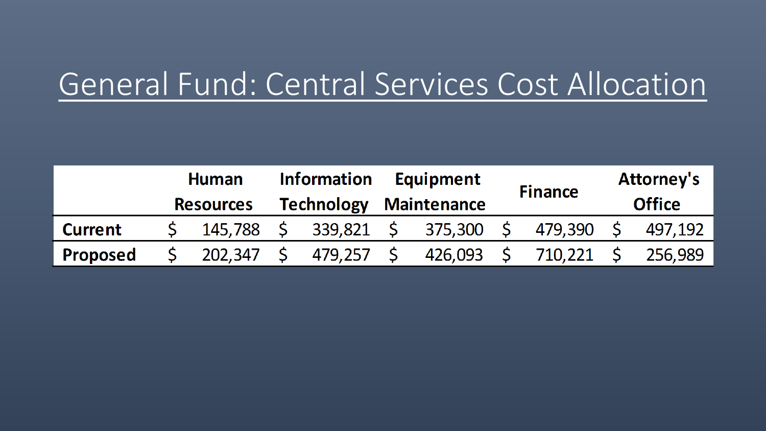# General Fund: Central Services Cost Allocation

| | Human Resources | Information Technology | Equipment Maintenance | Finance | Attorney's Office |
|---|---|---|---|---|---|
| **Current** | $ 145,788 | $ 339,821 | $ 375,300 | $ 479,390 | $ 497,192 |
| **Proposed** | $ 202,347 | $ 479,257 | $ 426,093 | $ 710,221 | $ 256,989 |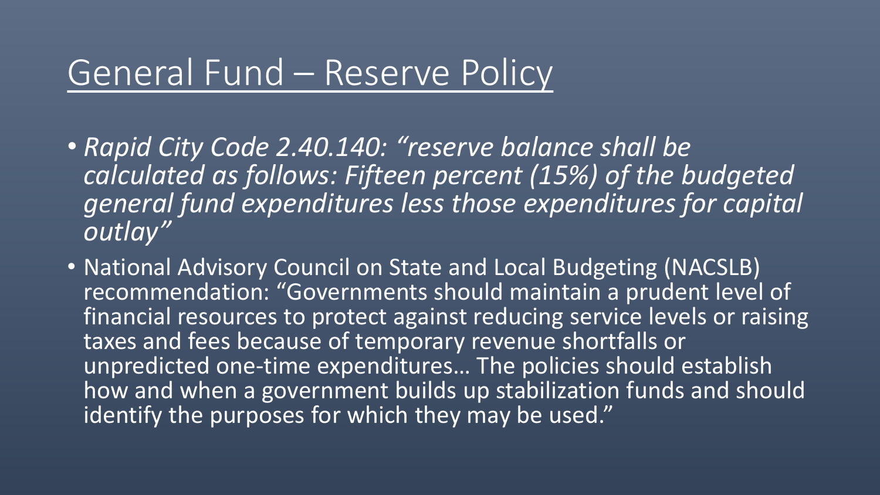# General Fund – Reserve Policy

- *Rapid City Code 2.40.140: "reserve balance shall be calculated as follows: Fifteen percent (15%) of the budgeted general fund expenditures less those expenditures for capital outlay"*
- National Advisory Council on State and Local Budgeting (NACSLB) recommendation: "Governments should maintain a prudent level of financial resources to protect against reducing service levels or raising taxes and fees because of temporary revenue shortfalls or unpredicted one-time expenditures… The policies should establish how and when a government builds up stabilization funds and should identify the purposes for which they may be used."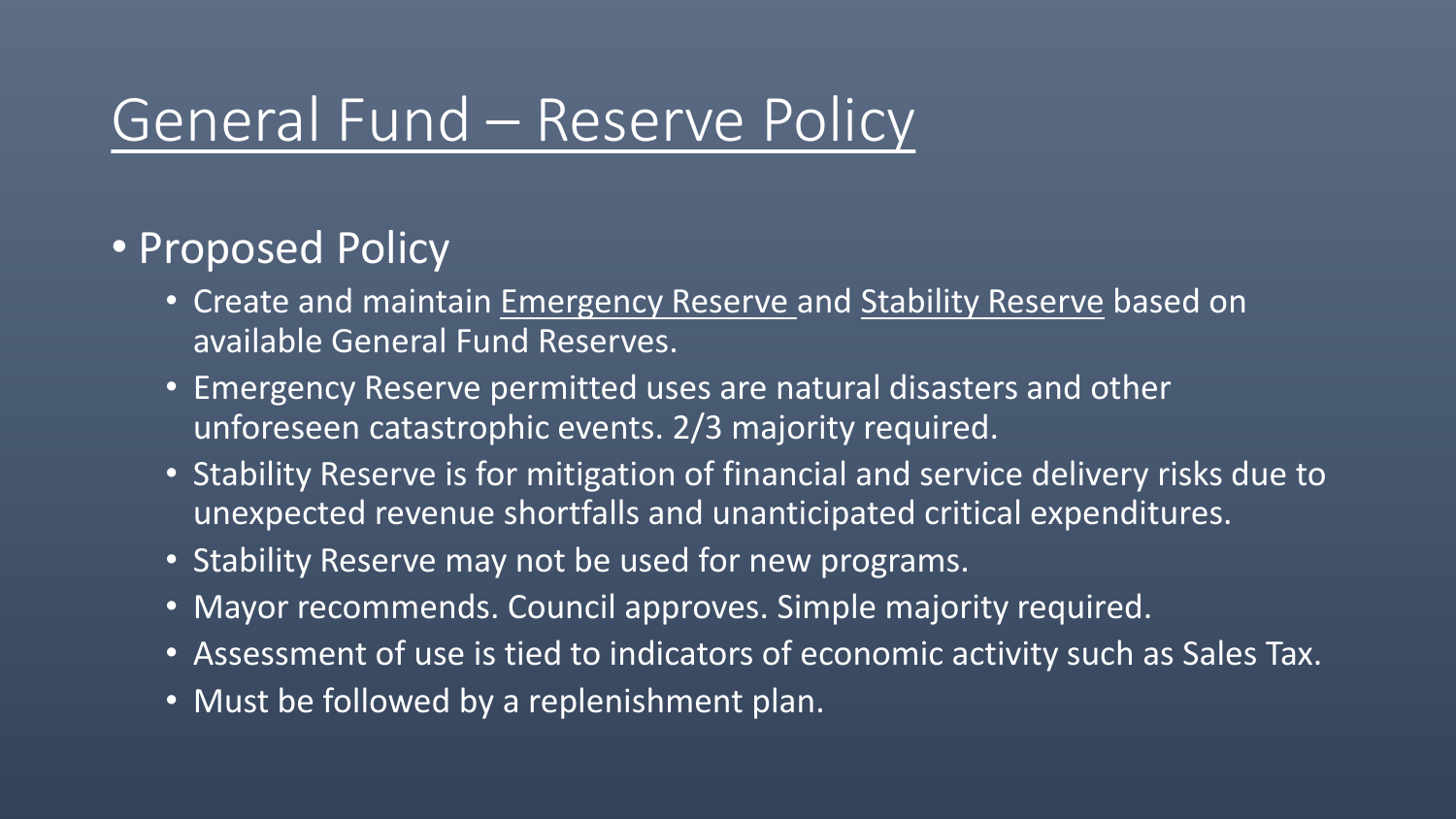# General Fund – Reserve Policy

- Proposed Policy
  - Create and maintain Emergency Reserve and Stability Reserve based on available General Fund Reserves.
  - Emergency Reserve permitted uses are natural disasters and other unforeseen catastrophic events. 2/3 majority required.
  - Stability Reserve is for mitigation of financial and service delivery risks due to unexpected revenue shortfalls and unanticipated critical expenditures.
  - Stability Reserve may not be used for new programs.
  - Mayor recommends. Council approves. Simple majority required.
  - Assessment of use is tied to indicators of economic activity such as Sales Tax.
  - Must be followed by a replenishment plan.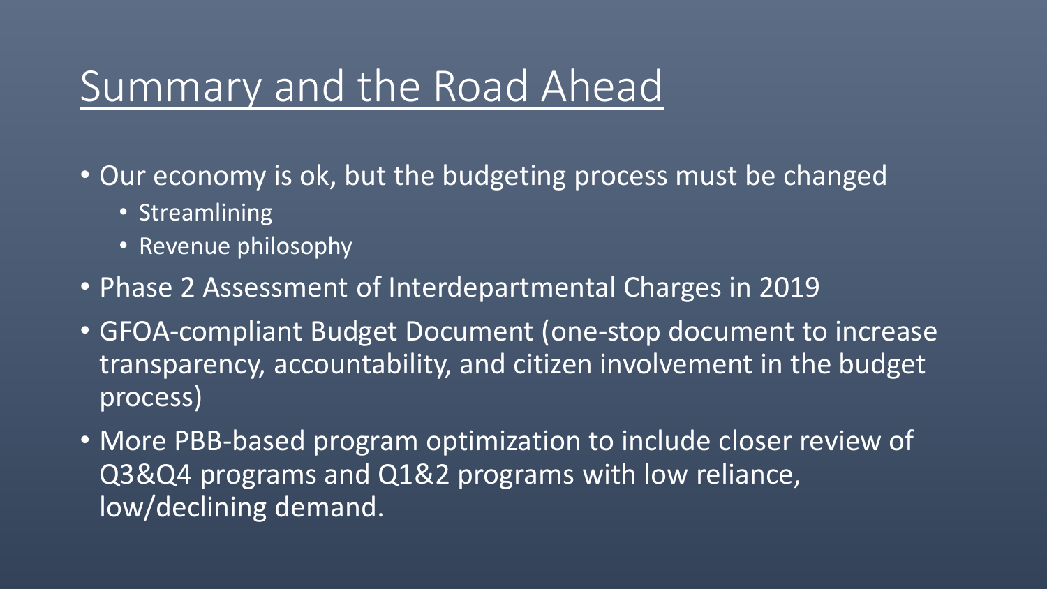# Summary and the Road Ahead

- Our economy is ok, but the budgeting process must be changed
  - Streamlining
  - Revenue philosophy
- Phase 2 Assessment of Interdepartmental Charges in 2019
- GFOA-compliant Budget Document (one-stop document to increase transparency, accountability, and citizen involvement in the budget process)
- More PBB-based program optimization to include closer review of Q3&Q4 programs and Q1&2 programs with low reliance, low/declining demand.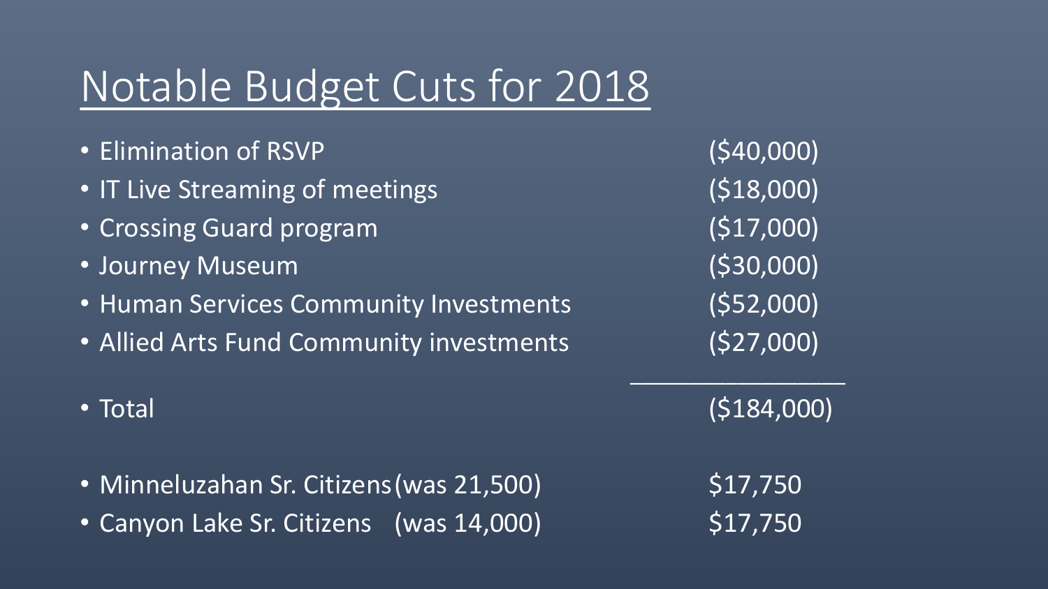# Notable Budget Cuts for 2018

| Item | Amount |
| --- | --- |
| Elimination of RSVP | ($40,000) |
| IT Live Streaming of meetings | ($18,000) |
| Crossing Guard program | ($17,000) |
| Journey Museum | ($30,000) |
| Human Services Community Investments | ($52,000) |
| Allied Arts Fund Community investments | ($27,000) |
| Total | ($184,000) |

| Item | Amount |
| --- | --- |
| Minneluzahan Sr. Citizens (was 21,500) | $17,750 |
| Canyon Lake Sr. Citizens (was 14,000) | $17,750 |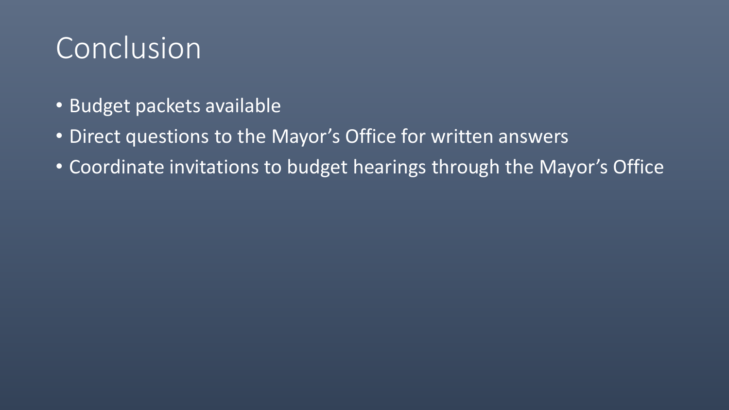# Conclusion

- Budget packets available
- Direct questions to the Mayor's Office for written answers
- Coordinate invitations to budget hearings through the Mayor's Office